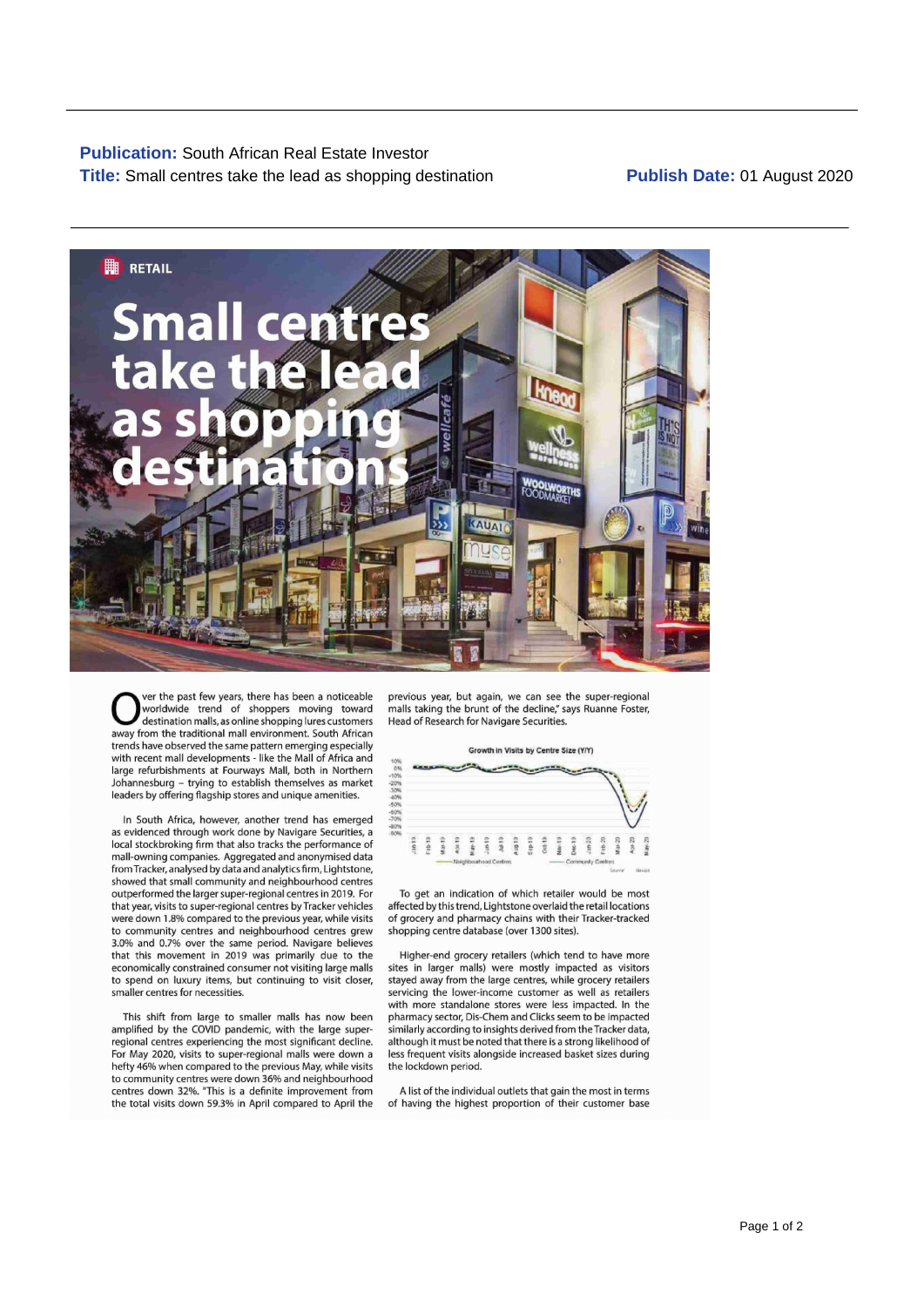**Publication:** South African Real Estate Investor
**Title:** Small centres take the lead as shopping destination
**Publish Date:** 01 August 2020

RETAIL

# Small centres take the lead as shopping destinations

Over the past few years, there has been a noticeable worldwide trend of shoppers moving toward destination malls, as online shopping lures customers away from the traditional mall environment. South African trends have observed the same pattern emerging especially with recent mall developments - like the Mall of Africa and large refurbishments at Fourways Mall, both in Northern Johannesburg – trying to establish themselves as market leaders by offering flagship stores and unique amenities.

In South Africa, however, another trend has emerged as evidenced through work done by Navigare Securities, a local stockbroking firm that also tracks the performance of mall-owning companies. Aggregated and anonymised data from Tracker, analysed by data and analytics firm, Lightstone, showed that small community and neighbourhood centres outperformed the larger super-regional centres in 2019. For that year, visits to super-regional centres by Tracker vehicles were down 1.8% compared to the previous year, while visits to community centres and neighbourhood centres grew 3.0% and 0.7% over the same period. Navigare believes that this movement in 2019 was primarily due to the economically constrained consumer not visiting large malls to spend on luxury items, but continuing to visit closer, smaller centres for necessities.

This shift from large to smaller malls has now been amplified by the COVID pandemic, with the large super-regional centres experiencing the most significant decline. For May 2020, visits to super-regional malls were down a hefty 46% when compared to the previous May, while visits to community centres were down 36% and neighbourhood centres down 32%. "This is a definite improvement from the total visits down 59.3% in April compared to April the previous year, but again, we can see the super-regional malls taking the brunt of the decline," says Ruanne Foster, Head of Research for Navigare Securities.

Growth in Visits by Centre Size (Y/Y)

To get an indication of which retailer would be most affected by this trend, Lightstone overlaid the retail locations of grocery and pharmacy chains with their Tracker-tracked shopping centre database (over 1300 sites).

Higher-end grocery retailers (which tend to have more sites in larger malls) were mostly impacted as visitors stayed away from the large centres, while grocery retailers servicing the lower-income customer as well as retailers with more standalone stores were less impacted. In the pharmacy sector, Dis-Chem and Clicks seem to be impacted similarly according to insights derived from the Tracker data, although it must be noted that there is a strong likelihood of less frequent visits alongside increased basket sizes during the lockdown period.

A list of the individual outlets that gain the most in terms of having the highest proportion of their customer base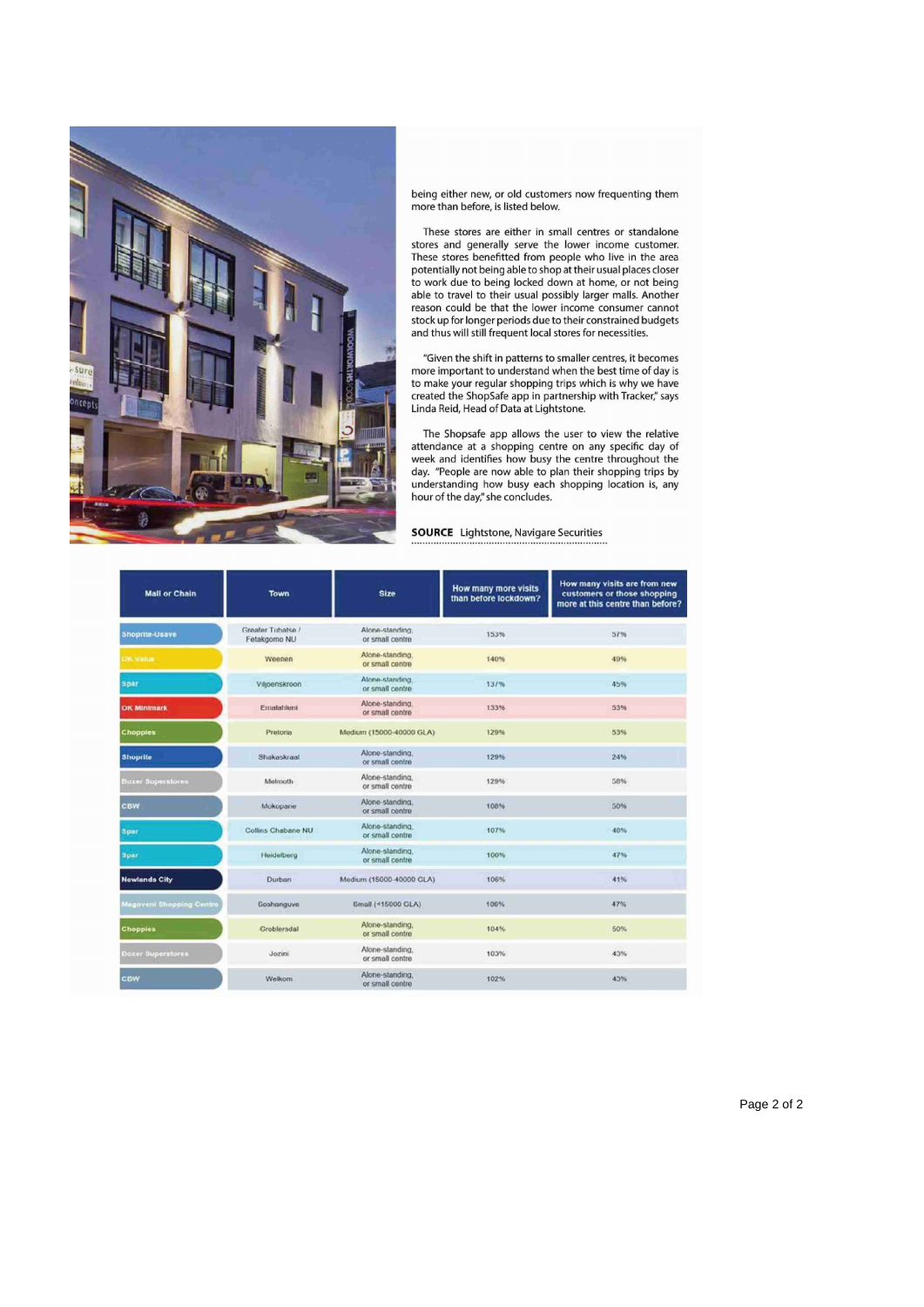being either new, or old customers now frequenting them more than before, is listed below.

These stores are either in small centres or standalone stores and generally serve the lower income customer. These stores benefitted from people who live in the area potentially not being able to shop at their usual places closer to work due to being locked down at home, or not being able to travel to their usual possibly larger malls. Another reason could be that the lower income consumer cannot stock up for longer periods due to their constrained budgets and thus will still frequent local stores for necessities.

"Given the shift in patterns to smaller centres, it becomes more important to understand when the best time of day is to make your regular shopping trips which is why we have created the ShopSafe app in partnership with Tracker," says Linda Reid, Head of Data at Lightstone.

The Shopsafe app allows the user to view the relative attendance at a shopping centre on any specific day of week and identifies how busy the centre throughout the day. "People are now able to plan their shopping trips by understanding how busy each shopping location is, any hour of the day," she concludes.

**SOURCE** Lightstone, Navigare Securities

| Mall or Chain | Town | Size | How many more visits than before lockdown? | How many visits are from new customers or those shopping more at this centre than before? |
|---|---|---|---|---|
| Shoprite-Usave | Greater Tubatse / Fetakgomo NU | Alone-standing, or small centre | 153% | 57% |
| OK Value | Weenen | Alone-standing, or small centre | 140% | 49% |
| Spar | Viljoenskroon | Alone-standing, or small centre | 137% | 45% |
| OK Minimark | Emalahleni | Alone-standing, or small centre | 133% | 53% |
| Choppies | Pretoria | Medium (15000-40000 GLA) | 129% | 53% |
| Shoprite | Shakaskraal | Alone-standing, or small centre | 129% | 24% |
| Boxer Superstores | Melmoth | Alone-standing, or small centre | 129% | 58% |
| CBW | Mokopane | Alone-standing, or small centre | 108% | 50% |
| Spar | Collins Chabane NU | Alone-standing, or small centre | 107% | 40% |
| Spar | Heidelberg | Alone-standing, or small centre | 106% | 47% |
| Newlands City | Durban | Medium (15000-40000 GLA) | 106% | 41% |
| Magoveni Shopping Centre | Soshanguve | Small (<15000 GLA) | 106% | 47% |
| Choppies | Groblersdal | Alone-standing, or small centre | 104% | 50% |
| Boxer Superstores | Jozini | Alone-standing, or small centre | 103% | 43% |
| CBW | Welkom | Alone-standing, or small centre | 102% | 43% |